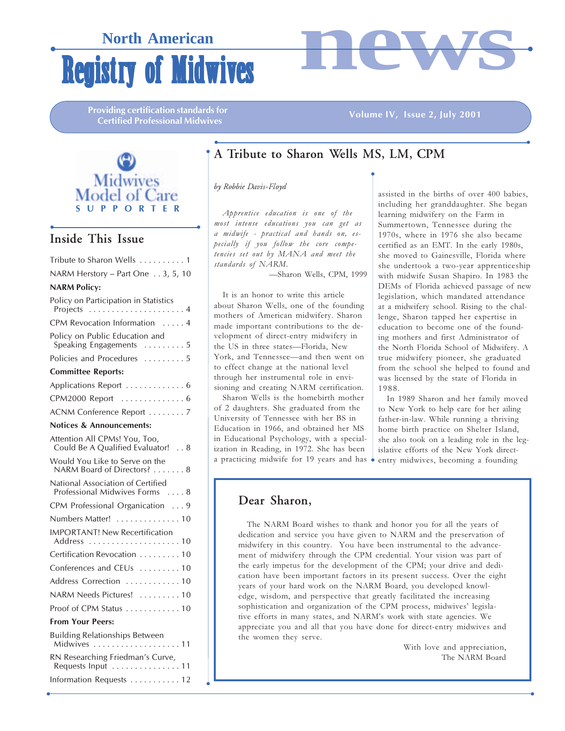# North American Registry of Midwives news

Providing certification standards for Certified Professional Midwives

Volume IV, Issue 2, July 2001

Midwives Model of Care SUPPORTER

## Inside This Issue

Tribute to Sharon Wells . . . . . . . . . . 1

NARM Herstory – Part One . . 3, 5, 10

**NARM Policy:**

Policy on Participation in Statistics Projects . . . . . . . . . . . . . . . . . . . . . 4

CPM Revocation Information . . . . . 4

Policy on Public Education and Speaking Engagements . . . . . . . . . 5

Policies and Procedures . . . . . . . . . 5

**Committee Reports:**

Applications Report . . . . . . . . . . . . . 6

CPM2000 Report . . . . . . . . . . . . . 6

ACNM Conference Report . . . . . . . . 7

**Notices & Announcements:**

Attention All CPMs! You, Too, Could Be A Qualified Evaluator! . . 8

Would You Like to Serve on the NARM Board of Directors? . . . . . . . 8

National Association of Certified Professional Midwives Forms . . . . 8

CPM Professional Organication . . . 9

Numbers Matter! . . . . . . . . . . . . . . 10

IMPORTANT! New Recertification Address . . . . . . . . . . . . . . . . . . . . 10

Certification Revocation . . . . . . . . . 10

Conferences and CEUs . . . . . . . . . 10

Address Correction . . . . . . . . . . . . 10

NARM Needs Pictures! . . . . . . . . . 10

Proof of CPM Status . . . . . . . . . . . . 10

**From Your Peers:**

Building Relationships Between Midwives . . . . . . . . . . . . . . . . . . . 11

RN Researching Friedman's Curve, Requests Input . . . . . . . . . . . . . . . 11

Information Requests . . . . . . . . . . . 12

## A Tribute to Sharon Wells MS, LM, CPM

*by Robbie Davis-Floyd*

> *Apprentice education is one of the most intense educations you can get as a midwife - practical and hands on, especially if you follow the core competencies set out by MANA and meet the standards of NARM.*
>
> —Sharon Wells, CPM, 1999

It is an honor to write this article about Sharon Wells, one of the founding mothers of American midwifery. Sharon made important contributions to the development of direct-entry midwifery in the US in three states—Florida, New York, and Tennessee—and then went on to effect change at the national level through her instrumental role in envisioning and creating NARM certification.

Sharon Wells is the homebirth mother of 2 daughters. She graduated from the University of Tennessee with her BS in Education in 1966, and obtained her MS in Educational Psychology, with a specialization in Reading, in 1972. She has been a practicing midwife for 19 years and has assisted in the births of over 400 babies, including her granddaughter. She began learning midwifery on the Farm in Summertown, Tennessee during the 1970s, where in 1976 she also became certified as an EMT. In the early 1980s, she moved to Gainesville, Florida where she undertook a two-year apprenticeship with midwife Susan Shapiro. In 1983 the DEMs of Florida achieved passage of new legislation, which mandated attendance at a midwifery school. Rising to the challenge, Sharon tapped her expertise in education to become one of the founding mothers and first Administrator of the North Florida School of Midwifery. A true midwifery pioneer, she graduated from the school she helped to found and was licensed by the state of Florida in 1988.

In 1989 Sharon and her family moved to New York to help care for her ailing father-in-law. While running a thriving home birth practice on Shelter Island, she also took on a leading role in the legislative efforts of the New York direct-entry midwives, becoming a founding

## Dear Sharon,

The NARM Board wishes to thank and honor you for all the years of dedication and service you have given to NARM and the preservation of midwifery in this country. You have been instrumental to the advancement of midwifery through the CPM credential. Your vision was part of the early impetus for the development of the CPM; your drive and dedication have been important factors in its present success. Over the eight years of your hard work on the NARM Board, you developed knowledge, wisdom, and perspective that greatly facilitated the increasing sophistication and organization of the CPM process, midwives' legislative efforts in many states, and NARM's work with state agencies. We appreciate you and all that you have done for direct-entry midwives and the women they serve.

With love and appreciation,
The NARM Board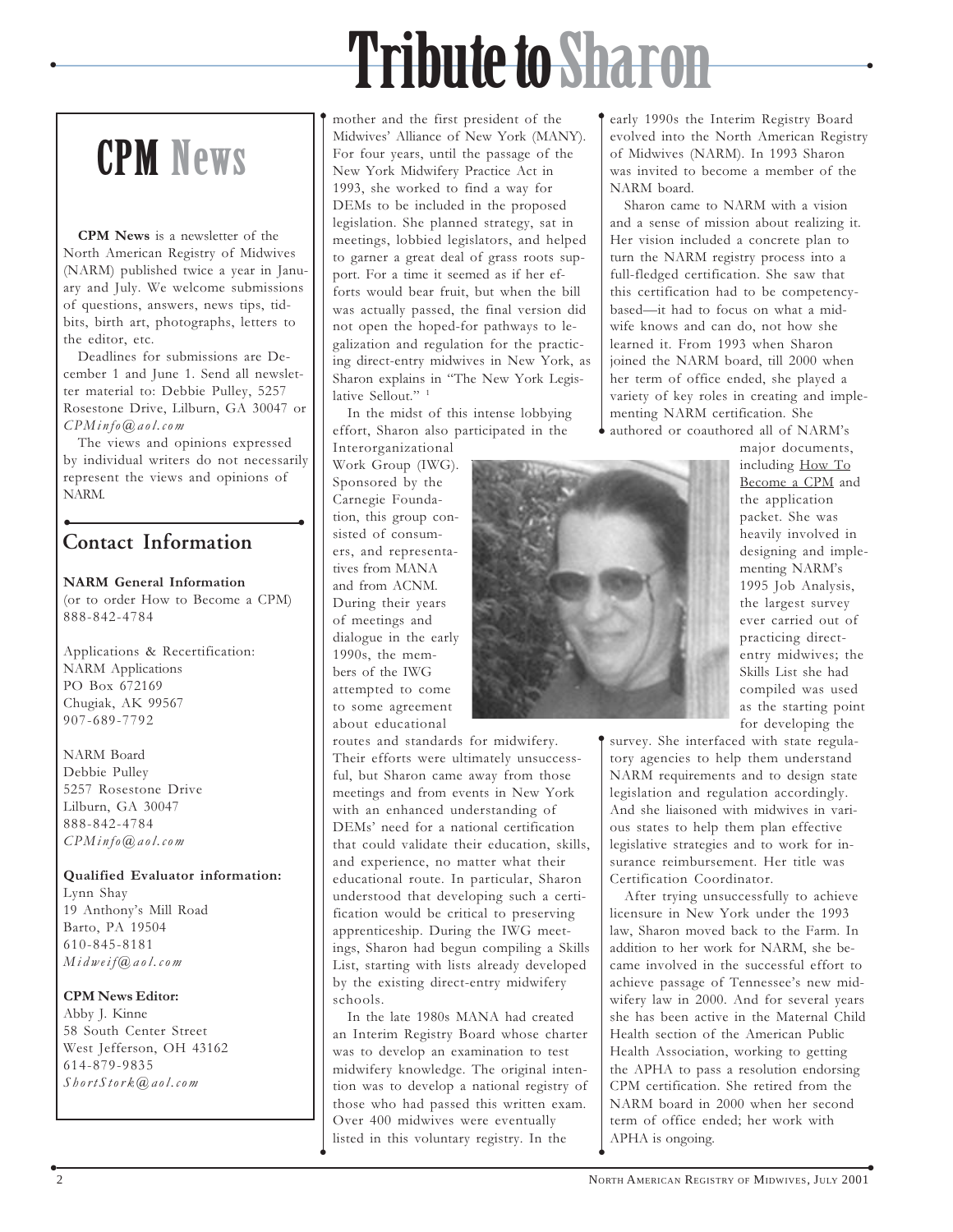# Tribute to Sharon

## CPM News

**CPM News** is a newsletter of the North American Registry of Midwives (NARM) published twice a year in January and July. We welcome submissions of questions, answers, news tips, tidbits, birth art, photographs, letters to the editor, etc.

Deadlines for submissions are December 1 and June 1. Send all newsletter material to: Debbie Pulley, 5257 Rosestone Drive, Lilburn, GA 30047 or *CPMinfo@aol.com*

The views and opinions expressed by individual writers do not necessarily represent the views and opinions of NARM.

### Contact Information

**NARM General Information**
(or to order How to Become a CPM)
888-842-4784

Applications & Recertification:
NARM Applications
PO Box 672169
Chugiak, AK 99567
907-689-7792

NARM Board
Debbie Pulley
5257 Rosestone Drive
Lilburn, GA 30047
888-842-4784
*CPMinfo@aol.com*

**Qualified Evaluator information:**
Lynn Shay
19 Anthony's Mill Road
Barto, PA 19504
610-845-8181
*Midweif@aol.com*

**CPM News Editor:**
Abby J. Kinne
58 South Center Street
West Jefferson, OH 43162
614-879-9835
*ShortStork@aol.com*

---

mother and the first president of the Midwives' Alliance of New York (MANY). For four years, until the passage of the New York Midwifery Practice Act in 1993, she worked to find a way for DEMs to be included in the proposed legislation. She planned strategy, sat in meetings, lobbied legislators, and helped to garner a great deal of grass roots support. For a time it seemed as if her efforts would bear fruit, but when the bill was actually passed, the final version did not open the hoped-for pathways to legalization and regulation for the practicing direct-entry midwives in New York, as Sharon explains in "The New York Legislative Sellout." [1]

In the midst of this intense lobbying effort, Sharon also participated in the Interorganizational Work Group (IWG). Sponsored by the Carnegie Foundation, this group consisted of consumers, and representatives from MANA and from ACNM. During their years of meetings and dialogue in the early 1990s, the members of the IWG attempted to come to some agreement about educational routes and standards for midwifery. Their efforts were ultimately unsuccessful, but Sharon came away from those meetings and from events in New York with an enhanced understanding of DEMs' need for a national certification that could validate their education, skills, and experience, no matter what their educational route. In particular, Sharon understood that developing such a certification would be critical to preserving apprenticeship. During the IWG meetings, Sharon had begun compiling a Skills List, starting with lists already developed by the existing direct-entry midwifery schools.

In the late 1980s MANA had created an Interim Registry Board whose charter was to develop an examination to test midwifery knowledge. The original intention was to develop a national registry of those who had passed this written exam. Over 400 midwives were eventually listed in this voluntary registry. In the early 1990s the Interim Registry Board evolved into the North American Registry of Midwives (NARM). In 1993 Sharon was invited to become a member of the NARM board.

Sharon came to NARM with a vision and a sense of mission about realizing it. Her vision included a concrete plan to turn the NARM registry process into a full-fledged certification. She saw that this certification had to be competency-based—it had to focus on what a midwife knows and can do, not how she learned it. From 1993 when Sharon joined the NARM board, till 2000 when her term of office ended, she played a variety of key roles in creating and implementing NARM certification. She authored or coauthored all of NARM's major documents, including How To Become a CPM and the application packet. She was heavily involved in designing and implementing NARM's 1995 Job Analysis, the largest survey ever carried out of practicing direct-entry midwives; the Skills List she had compiled was used as the starting point for developing the survey. She interfaced with state regulatory agencies to help them understand NARM requirements and to design state legislation and regulation accordingly. And she liaisoned with midwives in various states to help them plan effective legislative strategies and to work for insurance reimbursement. Her title was Certification Coordinator.

After trying unsuccessfully to achieve licensure in New York under the 1993 law, Sharon moved back to the Farm. In addition to her work for NARM, she became involved in the successful effort to achieve passage of Tennessee's new midwifery law in 2000. And for several years she has been active in the Maternal Child Health section of the American Public Health Association, working to getting the APHA to pass a resolution endorsing CPM certification. She retired from the NARM board in 2000 when her second term of office ended; her work with APHA is ongoing.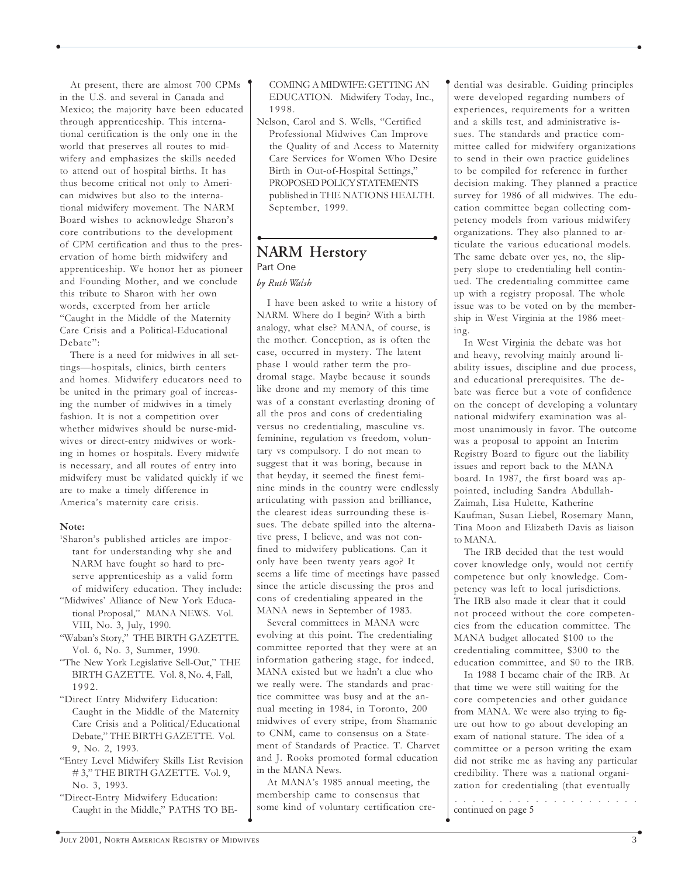At present, there are almost 700 CPMs in the U.S. and several in Canada and Mexico; the majority have been educated through apprenticeship. This international certification is the only one in the world that preserves all routes to midwifery and emphasizes the skills needed to attend out of hospital births. It has thus become critical not only to American midwives but also to the international midwifery movement. The NARM Board wishes to acknowledge Sharon's core contributions to the development of CPM certification and thus to the preservation of home birth midwifery and apprenticeship. We honor her as pioneer and Founding Mother, and we conclude this tribute to Sharon with her own words, excerpted from her article "Caught in the Middle of the Maternity Care Crisis and a Political-Educational Debate":

There is a need for midwives in all settings—hospitals, clinics, birth centers and homes. Midwifery educators need to be united in the primary goal of increasing the number of midwives in a timely fashion. It is not a competition over whether midwives should be nurse-midwives or direct-entry midwives or working in homes or hospitals. Every midwife is necessary, and all routes of entry into midwifery must be validated quickly if we are to make a timely difference in America's maternity care crisis.

**Note:**

[1]Sharon's published articles are important for understanding why she and NARM have fought so hard to preserve apprenticeship as a valid form of midwifery education. They include:

"Midwives' Alliance of New York Educational Proposal," MANA NEWS. Vol. VIII, No. 3, July, 1990.

"Waban's Story," THE BIRTH GAZETTE. Vol. 6, No. 3, Summer, 1990.

"The New York Legislative Sell-Out," THE BIRTH GAZETTE. Vol. 8, No. 4, Fall, 1992.

"Direct Entry Midwifery Education: Caught in the Middle of the Maternity Care Crisis and a Political/Educational Debate," THE BIRTH GAZETTE. Vol. 9, No. 2, 1993.

"Entry Level Midwifery Skills List Revision # 3," THE BIRTH GAZETTE. Vol. 9, No. 3, 1993.

"Direct-Entry Midwifery Education: Caught in the Middle," PATHS TO BECOMING A MIDWIFE: GETTING AN EDUCATION. Midwifery Today, Inc., 1998.

Nelson, Carol and S. Wells, "Certified Professional Midwives Can Improve the Quality of and Access to Maternity Care Services for Women Who Desire Birth in Out-of-Hospital Settings," PROPOSED POLICY STATEMENTS published in THE NATIONS HEALTH. September, 1999.

## NARM Herstory

Part One

*by Ruth Walsh*

I have been asked to write a history of NARM. Where do I begin? With a birth analogy, what else? MANA, of course, is the mother. Conception, as is often the case, occurred in mystery. The latent phase I would rather term the prodromal stage. Maybe because it sounds like drone and my memory of this time was of a constant everlasting droning of all the pros and cons of credentialing versus no credentialing, masculine vs. feminine, regulation vs freedom, voluntary vs compulsory. I do not mean to suggest that it was boring, because in that heyday, it seemed the finest feminine minds in the country were endlessly articulating with passion and brilliance, the clearest ideas surrounding these issues. The debate spilled into the alternative press, I believe, and was not confined to midwifery publications. Can it only have been twenty years ago? It seems a life time of meetings have passed since the article discussing the pros and cons of credentialing appeared in the MANA news in September of 1983.

Several committees in MANA were evolving at this point. The credentialing committee reported that they were at an information gathering stage, for indeed, MANA existed but we hadn't a clue who we really were. The standards and practice committee was busy and at the annual meeting in 1984, in Toronto, 200 midwives of every stripe, from Shamanic to CNM, came to consensus on a Statement of Standards of Practice. T. Charvet and J. Rooks promoted formal education in the MANA News.

At MANA's 1985 annual meeting, the membership came to consensus that some kind of voluntary certification credential was desirable. Guiding principles were developed regarding numbers of experiences, requirements for a written and a skills test, and administrative issues. The standards and practice committee called for midwifery organizations to send in their own practice guidelines to be compiled for reference in further decision making. They planned a practice survey for 1986 of all midwives. The education committee began collecting competency models from various midwifery organizations. They also planned to articulate the various educational models. The same debate over yes, no, the slippery slope to credentialing hell continued. The credentialing committee came up with a registry proposal. The whole issue was to be voted on by the membership in West Virginia at the 1986 meeting.

In West Virginia the debate was hot and heavy, revolving mainly around liability issues, discipline and due process, and educational prerequisites. The debate was fierce but a vote of confidence on the concept of developing a voluntary national midwifery examination was almost unanimously in favor. The outcome was a proposal to appoint an Interim Registry Board to figure out the liability issues and report back to the MANA board. In 1987, the first board was appointed, including Sandra Abdullah-Zaimah, Lisa Hulette, Katherine Kaufman, Susan Liebel, Rosemary Mann, Tina Moon and Elizabeth Davis as liaison to MANA.

The IRB decided that the test would cover knowledge only, would not certify competence but only knowledge. Competency was left to local jurisdictions. The IRB also made it clear that it could not proceed without the core competencies from the education committee. The MANA budget allocated \$100 to the credentialing committee, \$300 to the education committee, and \$0 to the IRB.

In 1988 I became chair of the IRB. At that time we were still waiting for the core competencies and other guidance from MANA. We were also trying to figure out how to go about developing an exam of national stature. The idea of a committee or a person writing the exam did not strike me as having any particular credibility. There was a national organization for credentialing (that eventually

continued on page 5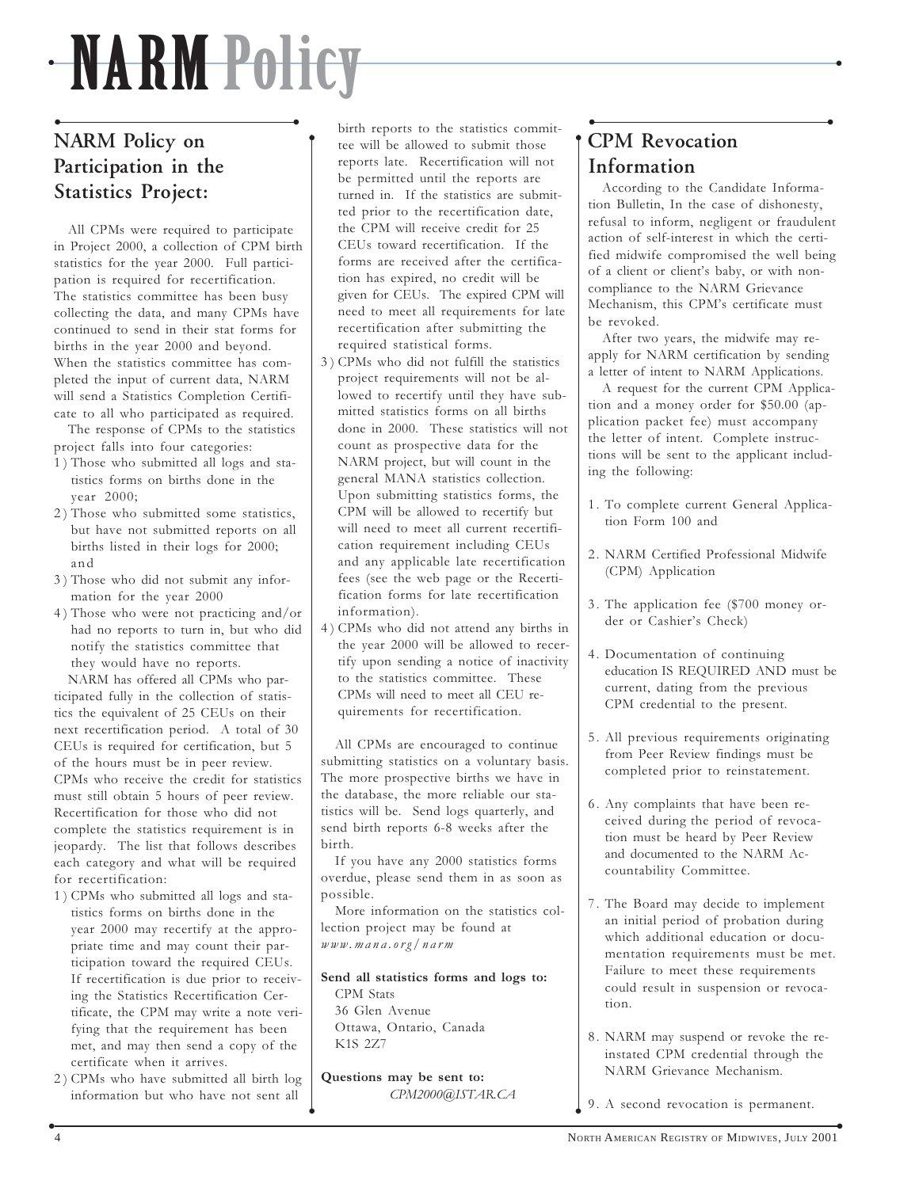# NARM Policy

## NARM Policy on Participation in the Statistics Project:

All CPMs were required to participate in Project 2000, a collection of CPM birth statistics for the year 2000. Full participation is required for recertification. The statistics committee has been busy collecting the data, and many CPMs have continued to send in their stat forms for births in the year 2000 and beyond. When the statistics committee has completed the input of current data, NARM will send a Statistics Completion Certificate to all who participated as required.

The response of CPMs to the statistics project falls into four categories:

1) Those who submitted all logs and statistics forms on births done in the year 2000;
2) Those who submitted some statistics, but have not submitted reports on all births listed in their logs for 2000; and
3) Those who did not submit any information for the year 2000
4) Those who were not practicing and/or had no reports to turn in, but who did notify the statistics committee that they would have no reports.

NARM has offered all CPMs who participated fully in the collection of statistics the equivalent of 25 CEUs on their next recertification period. A total of 30 CEUs is required for certification, but 5 of the hours must be in peer review. CPMs who receive the credit for statistics must still obtain 5 hours of peer review. Recertification for those who did not complete the statistics requirement is in jeopardy. The list that follows describes each category and what will be required for recertification:

1) CPMs who submitted all logs and statistics forms on births done in the year 2000 may recertify at the appropriate time and may count their participation toward the required CEUs. If recertification is due prior to receiving the Statistics Recertification Certificate, the CPM may write a note verifying that the requirement has been met, and may then send a copy of the certificate when it arrives.
2) CPMs who have submitted all birth log information but who have not sent all birth reports to the statistics committee will be allowed to submit those reports late. Recertification will not be permitted until the reports are turned in. If the statistics are submitted prior to the recertification date, the CPM will receive credit for 25 CEUs toward recertification. If the forms are received after the certification has expired, no credit will be given for CEUs. The expired CPM will need to meet all requirements for late recertification after submitting the required statistical forms.
3) CPMs who did not fulfill the statistics project requirements will not be allowed to recertify until they have submitted statistics forms on all births done in 2000. These statistics will not count as prospective data for the NARM project, but will count in the general MANA statistics collection. Upon submitting statistics forms, the CPM will be allowed to recertify but will need to meet all current recertification requirement including CEUs and any applicable late recertification fees (see the web page or the Recertification forms for late recertification information).
4) CPMs who did not attend any births in the year 2000 will be allowed to recertify upon sending a notice of inactivity to the statistics committee. These CPMs will need to meet all CEU requirements for recertification.

All CPMs are encouraged to continue submitting statistics on a voluntary basis. The more prospective births we have in the database, the more reliable our statistics will be. Send logs quarterly, and send birth reports 6-8 weeks after the birth.

If you have any 2000 statistics forms overdue, please send them in as soon as possible.

More information on the statistics collection project may be found at *www.mana.org/narm*

**Send all statistics forms and logs to:**
CPM Stats
36 Glen Avenue
Ottawa, Ontario, Canada
K1S 2Z7

**Questions may be sent to:**
*CPM2000@ISTAR.CA*

## CPM Revocation Information

According to the Candidate Information Bulletin, In the case of dishonesty, refusal to inform, negligent or fraudulent action of self-interest in which the certified midwife compromised the well being of a client or client's baby, or with non-compliance to the NARM Grievance Mechanism, this CPM's certificate must be revoked.

After two years, the midwife may re-apply for NARM certification by sending a letter of intent to NARM Applications.

A request for the current CPM Application and a money order for $50.00 (application packet fee) must accompany the letter of intent. Complete instructions will be sent to the applicant including the following:

1. To complete current General Application Form 100 and
2. NARM Certified Professional Midwife (CPM) Application
3. The application fee ($700 money order or Cashier's Check)
4. Documentation of continuing education IS REQUIRED AND must be current, dating from the previous CPM credential to the present.
5. All previous requirements originating from Peer Review findings must be completed prior to reinstatement.
6. Any complaints that have been received during the period of revocation must be heard by Peer Review and documented to the NARM Accountability Committee.
7. The Board may decide to implement an initial period of probation during which additional education or documentation requirements must be met. Failure to meet these requirements could result in suspension or revocation.
8. NARM may suspend or revoke the reinstated CPM credential through the NARM Grievance Mechanism.
9. A second revocation is permanent.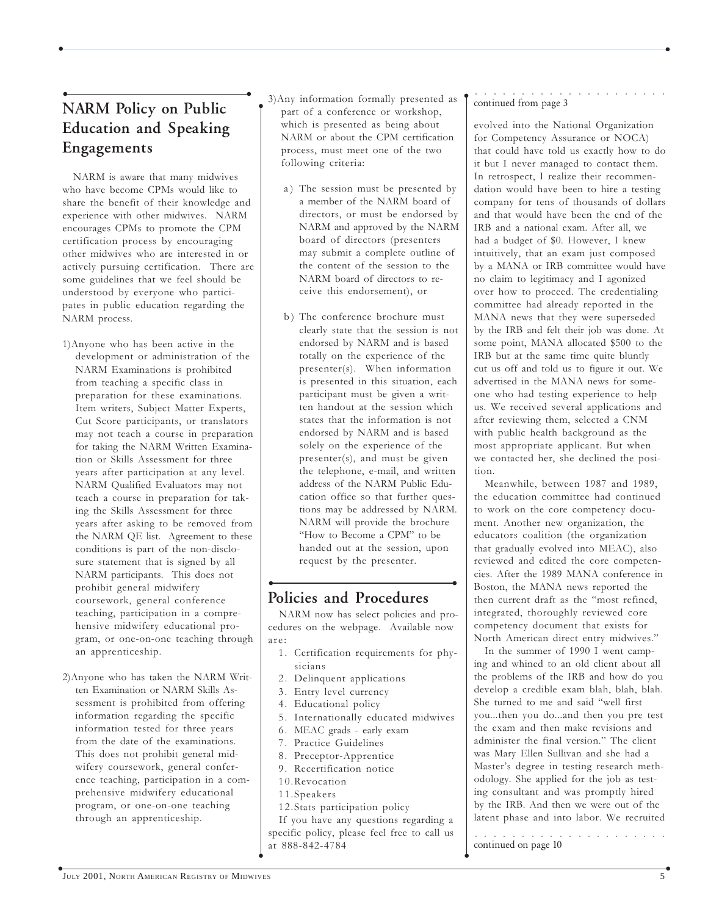## NARM Policy on Public Education and Speaking Engagements

NARM is aware that many midwives who have become CPMs would like to share the benefit of their knowledge and experience with other midwives. NARM encourages CPMs to promote the CPM certification process by encouraging other midwives who are interested in or actively pursuing certification. There are some guidelines that we feel should be understood by everyone who participates in public education regarding the NARM process.

1) Anyone who has been active in the development or administration of the NARM Examinations is prohibited from teaching a specific class in preparation for these examinations. Item writers, Subject Matter Experts, Cut Score participants, or translators may not teach a course in preparation for taking the NARM Written Examination or Skills Assessment for three years after participation at any level. NARM Qualified Evaluators may not teach a course in preparation for taking the Skills Assessment for three years after asking to be removed from the NARM QE list. Agreement to these conditions is part of the non-disclosure statement that is signed by all NARM participants. This does not prohibit general midwifery coursework, general conference teaching, participation in a comprehensive midwifery educational program, or one-on-one teaching through an apprenticeship.

2) Anyone who has taken the NARM Written Examination or NARM Skills Assessment is prohibited from offering information regarding the specific information tested for three years from the date of the examinations. This does not prohibit general midwifery coursework, general conference teaching, participation in a comprehensive midwifery educational program, or one-on-one teaching through an apprenticeship.

3) Any information formally presented as part of a conference or workshop, which is presented as being about NARM or about the CPM certification process, must meet one of the two following criteria:

   a) The session must be presented by a member of the NARM board of directors, or must be endorsed by NARM and approved by the NARM board of directors (presenters may submit a complete outline of the content of the session to the NARM board of directors to receive this endorsement), or

   b) The conference brochure must clearly state that the session is not endorsed by NARM and is based totally on the experience of the presenter(s). When information is presented in this situation, each participant must be given a written handout at the session which states that the information is not endorsed by NARM and is based solely on the experience of the presenter(s), and must be given the telephone, e-mail, and written address of the NARM Public Education office so that further questions may be addressed by NARM. NARM will provide the brochure "How to Become a CPM" to be handed out at the session, upon request by the presenter.

## Policies and Procedures

NARM now has select policies and procedures on the webpage. Available now are:

1. Certification requirements for physicians
2. Delinquent applications
3. Entry level currency
4. Educational policy
5. Internationally educated midwives
6. MEAC grads - early exam
7. Practice Guidelines
8. Preceptor-Apprentice
9. Recertification notice
10. Revocation
11. Speakers
12. Stats participation policy

If you have any questions regarding a specific policy, please feel free to call us at 888-842-4784

continued from page 3

evolved into the National Organization for Competency Assurance or NOCA) that could have told us exactly how to do it but I never managed to contact them. In retrospect, I realize their recommendation would have been to hire a testing company for tens of thousands of dollars and that would have been the end of the IRB and a national exam. After all, we had a budget of $0. However, I knew intuitively, that an exam just composed by a MANA or IRB committee would have no claim to legitimacy and I agonized over how to proceed. The credentialing committee had already reported in the MANA news that they were superseded by the IRB and felt their job was done. At some point, MANA allocated $500 to the IRB but at the same time quite bluntly cut us off and told us to figure it out. We advertised in the MANA news for someone who had testing experience to help us. We received several applications and after reviewing them, selected a CNM with public health background as the most appropriate applicant. But when we contacted her, she declined the position.

Meanwhile, between 1987 and 1989, the education committee had continued to work on the core competency document. Another new organization, the educators coalition (the organization that gradually evolved into MEAC), also reviewed and edited the core competencies. After the 1989 MANA conference in Boston, the MANA news reported the then current draft as the "most refined, integrated, thoroughly reviewed core competency document that exists for North American direct entry midwives."

In the summer of 1990 I went camping and whined to an old client about all the problems of the IRB and how do you develop a credible exam blah, blah, blah. She turned to me and said "well first you...then you do...and then you pre test the exam and then make revisions and administer the final version." The client was Mary Ellen Sullivan and she had a Master's degree in testing research methodology. She applied for the job as testing consultant and was promptly hired by the IRB. And then we were out of the latent phase and into labor. We recruited

continued on page 10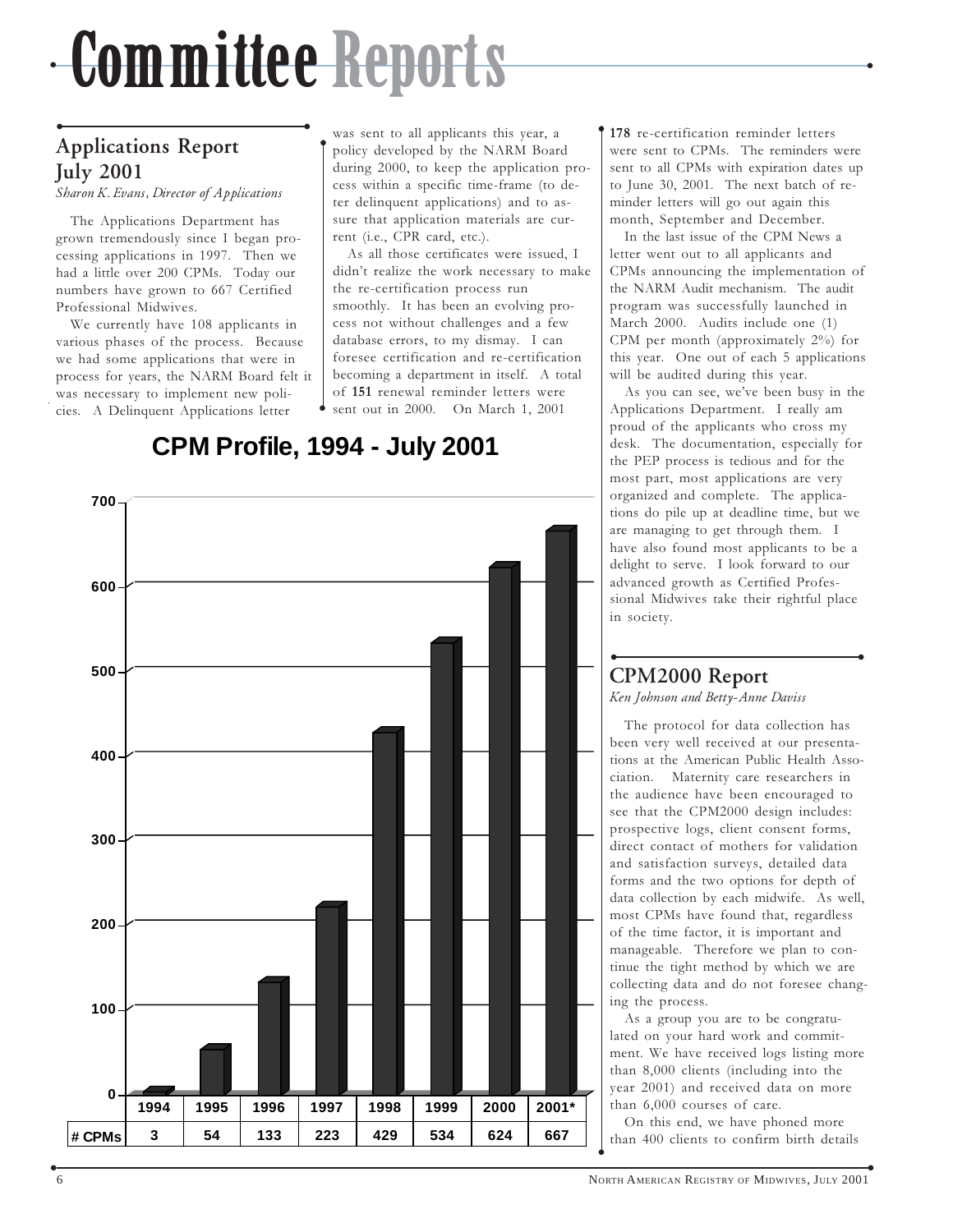# Committee Reports

## Applications Report July 2001

*Sharon K. Evans, Director of Applications*

The Applications Department has grown tremendously since I began processing applications in 1997. Then we had a little over 200 CPMs. Today our numbers have grown to 667 Certified Professional Midwives.

We currently have 108 applicants in various phases of the process. Because we had some applications that were in process for years, the NARM Board felt it was necessary to implement new policies. A Delinquent Applications letter was sent to all applicants this year, a policy developed by the NARM Board during 2000, to keep the application process within a specific time-frame (to deter delinquent applications) and to assure that application materials are current (i.e., CPR card, etc.).

As all those certificates were issued, I didn't realize the work necessary to make the re-certification process run smoothly. It has been an evolving process not without challenges and a few database errors, to my dismay. I can foresee certification and re-certification becoming a department in itself. A total of **151** renewal reminder letters were sent out in 2000. On March 1, 2001 **178** re-certification reminder letters were sent to CPMs. The reminders were sent to all CPMs with expiration dates up to June 30, 2001. The next batch of reminder letters will go out again this month, September and December.

In the last issue of the CPM News a letter went out to all applicants and CPMs announcing the implementation of the NARM Audit mechanism. The audit program was successfully launched in March 2000. Audits include one (1) CPM per month (approximately 2%) for this year. One out of each 5 applications will be audited during this year.

As you can see, we've been busy in the Applications Department. I really am proud of the applicants who cross my desk. The documentation, especially for the PEP process is tedious and for the most part, most applications are very organized and complete. The applications do pile up at deadline time, but we are managing to get through them. I have also found most applicants to be a delight to serve. I look forward to our advanced growth as Certified Professional Midwives take their rightful place in society.

**CPM Profile, 1994 - July 2001**

| | 1994 | 1995 | 1996 | 1997 | 1998 | 1999 | 2000 | 2001* |
|---|---|---|---|---|---|---|---|---|
| # CPMs | 3 | 54 | 133 | 223 | 429 | 534 | 624 | 667 |

## CPM2000 Report

*Ken Johnson and Betty-Anne Daviss*

The protocol for data collection has been very well received at our presentations at the American Public Health Association. Maternity care researchers in the audience have been encouraged to see that the CPM2000 design includes: prospective logs, client consent forms, direct contact of mothers for validation and satisfaction surveys, detailed data forms and the two options for depth of data collection by each midwife. As well, most CPMs have found that, regardless of the time factor, it is important and manageable. Therefore we plan to continue the tight method by which we are collecting data and do not foresee changing the process.

As a group you are to be congratulated on your hard work and commitment. We have received logs listing more than 8,000 clients (including into the year 2001) and received data on more than 6,000 courses of care.

On this end, we have phoned more than 400 clients to confirm birth details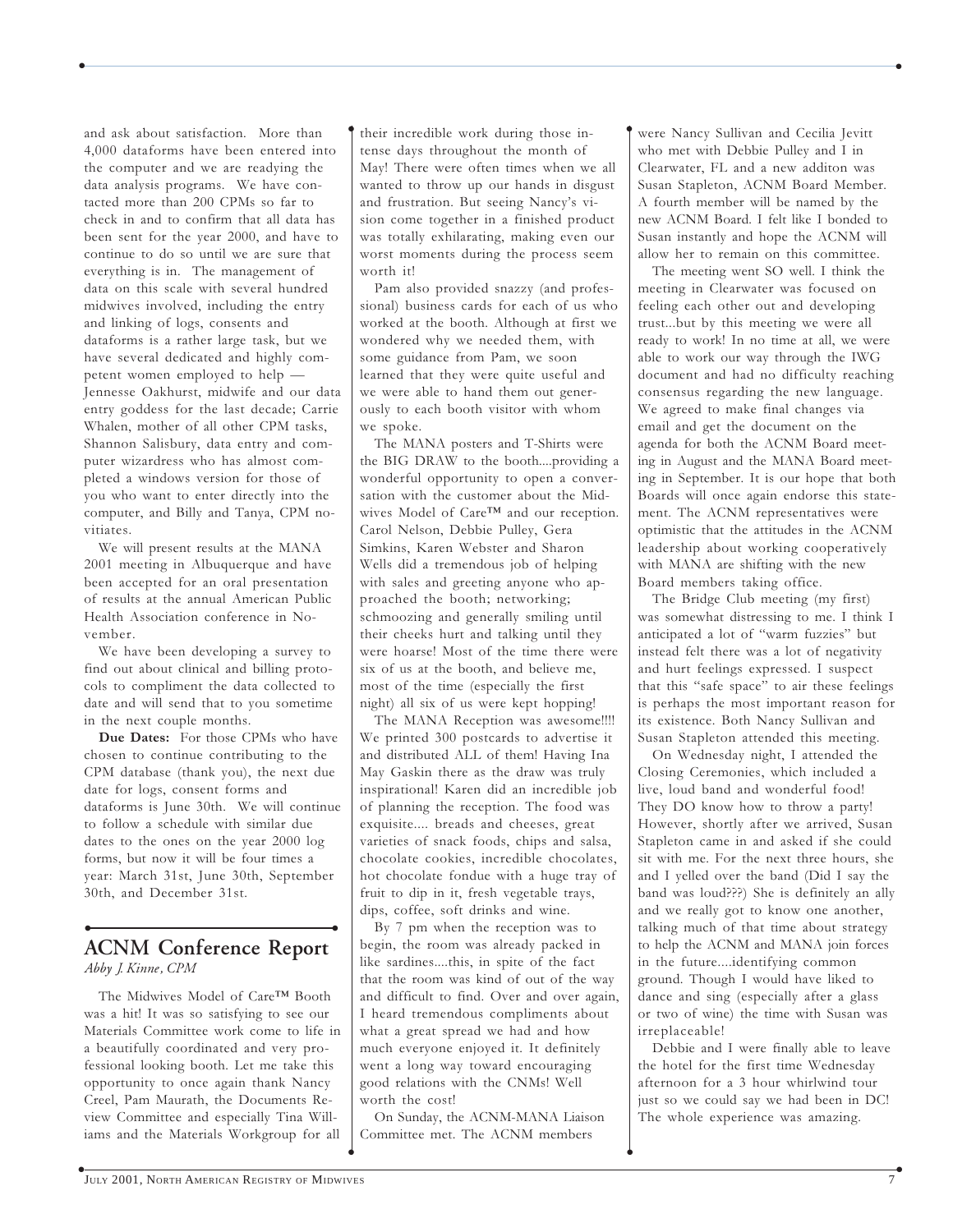and ask about satisfaction. More than 4,000 dataforms have been entered into the computer and we are readying the data analysis programs. We have contacted more than 200 CPMs so far to check in and to confirm that all data has been sent for the year 2000, and have to continue to do so until we are sure that everything is in. The management of data on this scale with several hundred midwives involved, including the entry and linking of logs, consents and dataforms is a rather large task, but we have several dedicated and highly competent women employed to help — Jennesse Oakhurst, midwife and our data entry goddess for the last decade; Carrie Whalen, mother of all other CPM tasks, Shannon Salisbury, data entry and computer wizardress who has almost completed a windows version for those of you who want to enter directly into the computer, and Billy and Tanya, CPM novitiates.

We will present results at the MANA 2001 meeting in Albuquerque and have been accepted for an oral presentation of results at the annual American Public Health Association conference in November.

We have been developing a survey to find out about clinical and billing protocols to compliment the data collected to date and will send that to you sometime in the next couple months.

**Due Dates:** For those CPMs who have chosen to continue contributing to the CPM database (thank you), the next due date for logs, consent forms and dataforms is June 30th. We will continue to follow a schedule with similar due dates to the ones on the year 2000 log forms, but now it will be four times a year: March 31st, June 30th, September 30th, and December 31st.

## ACNM Conference Report

*Abby J. Kinne, CPM*

The Midwives Model of Care™ Booth was a hit! It was so satisfying to see our Materials Committee work come to life in a beautifully coordinated and very professional looking booth. Let me take this opportunity to once again thank Nancy Creel, Pam Maurath, the Documents Review Committee and especially Tina Williams and the Materials Workgroup for all their incredible work during those intense days throughout the month of May! There were often times when we all wanted to throw up our hands in disgust and frustration. But seeing Nancy's vision come together in a finished product was totally exhilarating, making even our worst moments during the process seem worth it!

Pam also provided snazzy (and professional) business cards for each of us who worked at the booth. Although at first we wondered why we needed them, with some guidance from Pam, we soon learned that they were quite useful and we were able to hand them out generously to each booth visitor with whom we spoke.

The MANA posters and T-Shirts were the BIG DRAW to the booth....providing a wonderful opportunity to open a conversation with the customer about the Midwives Model of Care™ and our reception. Carol Nelson, Debbie Pulley, Gera Simkins, Karen Webster and Sharon Wells did a tremendous job of helping with sales and greeting anyone who approached the booth; networking; schmoozing and generally smiling until their cheeks hurt and talking until they were hoarse! Most of the time there were six of us at the booth, and believe me, most of the time (especially the first night) all six of us were kept hopping!

The MANA Reception was awesome!!!! We printed 300 postcards to advertise it and distributed ALL of them! Having Ina May Gaskin there as the draw was truly inspirational! Karen did an incredible job of planning the reception. The food was exquisite.... breads and cheeses, great varieties of snack foods, chips and salsa, chocolate cookies, incredible chocolates, hot chocolate fondue with a huge tray of fruit to dip in it, fresh vegetable trays, dips, coffee, soft drinks and wine.

By 7 pm when the reception was to begin, the room was already packed in like sardines....this, in spite of the fact that the room was kind of out of the way and difficult to find. Over and over again, I heard tremendous compliments about what a great spread we had and how much everyone enjoyed it. It definitely went a long way toward encouraging good relations with the CNMs! Well worth the cost!

On Sunday, the ACNM-MANA Liaison Committee met. The ACNM members were Nancy Sullivan and Cecilia Jevitt who met with Debbie Pulley and I in Clearwater, FL and a new additon was Susan Stapleton, ACNM Board Member. A fourth member will be named by the new ACNM Board. I felt like I bonded to Susan instantly and hope the ACNM will allow her to remain on this committee.

The meeting went SO well. I think the meeting in Clearwater was focused on feeling each other out and developing trust...but by this meeting we were all ready to work! In no time at all, we were able to work our way through the IWG document and had no difficulty reaching consensus regarding the new language. We agreed to make final changes via email and get the document on the agenda for both the ACNM Board meeting in August and the MANA Board meeting in September. It is our hope that both Boards will once again endorse this statement. The ACNM representatives were optimistic that the attitudes in the ACNM leadership about working cooperatively with MANA are shifting with the new Board members taking office.

The Bridge Club meeting (my first) was somewhat distressing to me. I think I anticipated a lot of "warm fuzzies" but instead felt there was a lot of negativity and hurt feelings expressed. I suspect that this "safe space" to air these feelings is perhaps the most important reason for its existence. Both Nancy Sullivan and Susan Stapleton attended this meeting.

On Wednesday night, I attended the Closing Ceremonies, which included a live, loud band and wonderful food! They DO know how to throw a party! However, shortly after we arrived, Susan Stapleton came in and asked if she could sit with me. For the next three hours, she and I yelled over the band (Did I say the band was loud???) She is definitely an ally and we really got to know one another, talking much of that time about strategy to help the ACNM and MANA join forces in the future....identifying common ground. Though I would have liked to dance and sing (especially after a glass or two of wine) the time with Susan was irreplaceable!

Debbie and I were finally able to leave the hotel for the first time Wednesday afternoon for a 3 hour whirlwind tour just so we could say we had been in DC! The whole experience was amazing.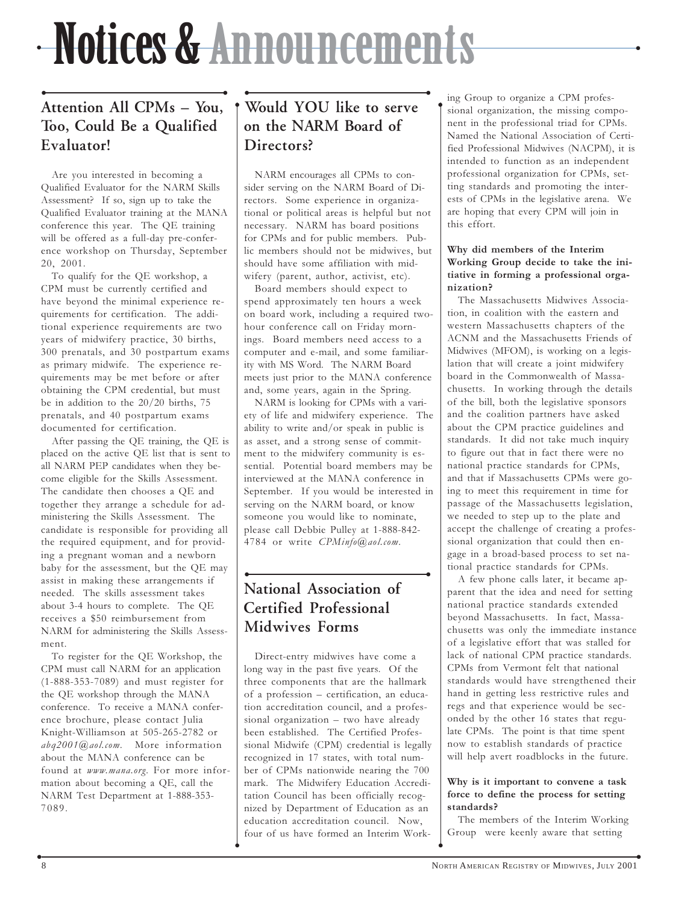# Notices & Announcements

## Attention All CPMs – You, Too, Could Be a Qualified Evaluator!

Are you interested in becoming a Qualified Evaluator for the NARM Skills Assessment? If so, sign up to take the Qualified Evaluator training at the MANA conference this year. The QE training will be offered as a full-day pre-conference workshop on Thursday, September 20, 2001.

To qualify for the QE workshop, a CPM must be currently certified and have beyond the minimal experience requirements for certification. The additional experience requirements are two years of midwifery practice, 30 births, 300 prenatals, and 30 postpartum exams as primary midwife. The experience requirements may be met before or after obtaining the CPM credential, but must be in addition to the 20/20 births, 75 prenatals, and 40 postpartum exams documented for certification.

After passing the QE training, the QE is placed on the active QE list that is sent to all NARM PEP candidates when they become eligible for the Skills Assessment. The candidate then chooses a QE and together they arrange a schedule for administering the Skills Assessment. The candidate is responsible for providing all the required equipment, and for providing a pregnant woman and a newborn baby for the assessment, but the QE may assist in making these arrangements if needed. The skills assessment takes about 3-4 hours to complete. The QE receives a $50 reimbursement from NARM for administering the Skills Assessment.

To register for the QE Workshop, the CPM must call NARM for an application (1-888-353-7089) and must register for the QE workshop through the MANA conference. To receive a MANA conference brochure, please contact Julia Knight-Williamson at 505-265-2782 or *abq2001@aol.com*. More information about the MANA conference can be found at *www.mana.org*. For more information about becoming a QE, call the NARM Test Department at 1-888-353-7089.

## Would YOU like to serve on the NARM Board of Directors?

NARM encourages all CPMs to consider serving on the NARM Board of Directors. Some experience in organizational or political areas is helpful but not necessary. NARM has board positions for CPMs and for public members. Public members should not be midwives, but should have some affiliation with midwifery (parent, author, activist, etc).

Board members should expect to spend approximately ten hours a week on board work, including a required two-hour conference call on Friday mornings. Board members need access to a computer and e-mail, and some familiarity with MS Word. The NARM Board meets just prior to the MANA conference and, some years, again in the Spring.

NARM is looking for CPMs with a variety of life and midwifery experience. The ability to write and/or speak in public is as asset, and a strong sense of commitment to the midwifery community is essential. Potential board members may be interviewed at the MANA conference in September. If you would be interested in serving on the NARM board, or know someone you would like to nominate, please call Debbie Pulley at 1-888-842-4784 or write *CPMinfo@aol.com*.

## National Association of Certified Professional Midwives Forms

Direct-entry midwives have come a long way in the past five years. Of the three components that are the hallmark of a profession – certification, an education accreditation council, and a professional organization – two have already been established. The Certified Professional Midwife (CPM) credential is legally recognized in 17 states, with total number of CPMs nationwide nearing the 700 mark. The Midwifery Education Accreditation Council has been officially recognized by Department of Education as an education accreditation council. Now, four of us have formed an Interim Working Group to organize a CPM professional organization, the missing component in the professional triad for CPMs. Named the National Association of Certified Professional Midwives (NACPM), it is intended to function as an independent professional organization for CPMs, setting standards and promoting the interests of CPMs in the legislative arena. We are hoping that every CPM will join in this effort.

**Why did members of the Interim Working Group decide to take the initiative in forming a professional organization?**

The Massachusetts Midwives Association, in coalition with the eastern and western Massachusetts chapters of the ACNM and the Massachusetts Friends of Midwives (MFOM), is working on a legislation that will create a joint midwifery board in the Commonwealth of Massachusetts. In working through the details of the bill, both the legislative sponsors and the coalition partners have asked about the CPM practice guidelines and standards. It did not take much inquiry to figure out that in fact there were no national practice standards for CPMs, and that if Massachusetts CPMs were going to meet this requirement in time for passage of the Massachusetts legislation, we needed to step up to the plate and accept the challenge of creating a professional organization that could then engage in a broad-based process to set national practice standards for CPMs.

A few phone calls later, it became apparent that the idea and need for setting national practice standards extended beyond Massachusetts. In fact, Massachusetts was only the immediate instance of a legislative effort that was stalled for lack of national CPM practice standards. CPMs from Vermont felt that national standards would have strengthened their hand in getting less restrictive rules and regs and that experience would be seconded by the other 16 states that regulate CPMs. The point is that time spent now to establish standards of practice will help avert roadblocks in the future.

**Why is it important to convene a task force to define the process for setting standards?**

The members of the Interim Working Group were keenly aware that setting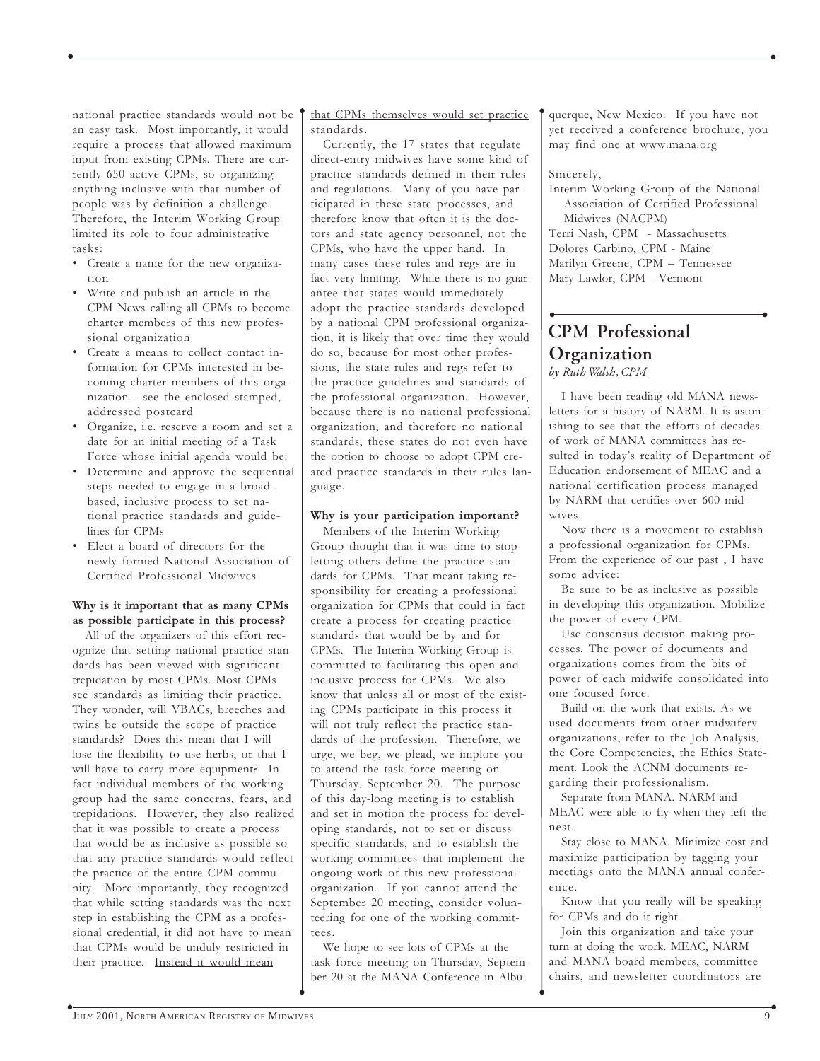national practice standards would not be an easy task. Most importantly, it would require a process that allowed maximum input from existing CPMs. There are currently 650 active CPMs, so organizing anything inclusive with that number of people was by definition a challenge. Therefore, the Interim Working Group limited its role to four administrative tasks:

- Create a name for the new organization
- Write and publish an article in the CPM News calling all CPMs to become charter members of this new professional organization
- Create a means to collect contact information for CPMs interested in becoming charter members of this organization - see the enclosed stamped, addressed postcard
- Organize, i.e. reserve a room and set a date for an initial meeting of a Task Force whose initial agenda would be:
- Determine and approve the sequential steps needed to engage in a broad-based, inclusive process to set national practice standards and guidelines for CPMs
- Elect a board of directors for the newly formed National Association of Certified Professional Midwives

**Why is it important that as many CPMs as possible participate in this process?**

All of the organizers of this effort recognize that setting national practice standards has been viewed with significant trepidation by most CPMs. Most CPMs see standards as limiting their practice. They wonder, will VBACs, breeches and twins be outside the scope of practice standards? Does this mean that I will lose the flexibility to use herbs, or that I will have to carry more equipment? In fact individual members of the working group had the same concerns, fears, and trepidations. However, they also realized that it was possible to create a process that would be as inclusive as possible so that any practice standards would reflect the practice of the entire CPM community. More importantly, they recognized that while setting standards was the next step in establishing the CPM as a professional credential, it did not have to mean that CPMs would be unduly restricted in their practice. Instead it would mean that CPMs themselves would set practice standards.

Currently, the 17 states that regulate direct-entry midwives have some kind of practice standards defined in their rules and regulations. Many of you have participated in these state processes, and therefore know that often it is the doctors and state agency personnel, not the CPMs, who have the upper hand. In many cases these rules and regs are in fact very limiting. While there is no guarantee that states would immediately adopt the practice standards developed by a national CPM professional organization, it is likely that over time they would do so, because for most other professions, the state rules and regs refer to the practice guidelines and standards of the professional organization. However, because there is no national professional organization, and therefore no national standards, these states do not even have the option to choose to adopt CPM created practice standards in their rules language.

**Why is your participation important?**

Members of the Interim Working Group thought that it was time to stop letting others define the practice standards for CPMs. That meant taking responsibility for creating a professional organization for CPMs that could in fact create a process for creating practice standards that would be by and for CPMs. The Interim Working Group is committed to facilitating this open and inclusive process for CPMs. We also know that unless all or most of the existing CPMs participate in this process it will not truly reflect the practice standards of the profession. Therefore, we urge, we beg, we plead, we implore you to attend the task force meeting on Thursday, September 20. The purpose of this day-long meeting is to establish and set in motion the process for developing standards, not to set or discuss specific standards, and to establish the working committees that implement the ongoing work of this new professional organization. If you cannot attend the September 20 meeting, consider volunteering for one of the working committees.

We hope to see lots of CPMs at the task force meeting on Thursday, September 20 at the MANA Conference in Albuquerque, New Mexico. If you have not yet received a conference brochure, you may find one at www.mana.org

Sincerely,
Interim Working Group of the National Association of Certified Professional Midwives (NACPM)
Terri Nash, CPM - Massachusetts
Dolores Carbino, CPM - Maine
Marilyn Greene, CPM – Tennessee
Mary Lawlor, CPM - Vermont

## CPM Professional Organization

*by Ruth Walsh, CPM*

I have been reading old MANA newsletters for a history of NARM. It is astonishing to see that the efforts of decades of work of MANA committees has resulted in today's reality of Department of Education endorsement of MEAC and a national certification process managed by NARM that certifies over 600 midwives.

Now there is a movement to establish a professional organization for CPMs. From the experience of our past , I have some advice:

Be sure to be as inclusive as possible in developing this organization. Mobilize the power of every CPM.

Use consensus decision making processes. The power of documents and organizations comes from the bits of power of each midwife consolidated into one focused force.

Build on the work that exists. As we used documents from other midwifery organizations, refer to the Job Analysis, the Core Competencies, the Ethics Statement. Look the ACNM documents regarding their professionalism.

Separate from MANA. NARM and MEAC were able to fly when they left the nest.

Stay close to MANA. Minimize cost and maximize participation by tagging your meetings onto the MANA annual conference.

Know that you really will be speaking for CPMs and do it right.

Join this organization and take your turn at doing the work. MEAC, NARM and MANA board members, committee chairs, and newsletter coordinators are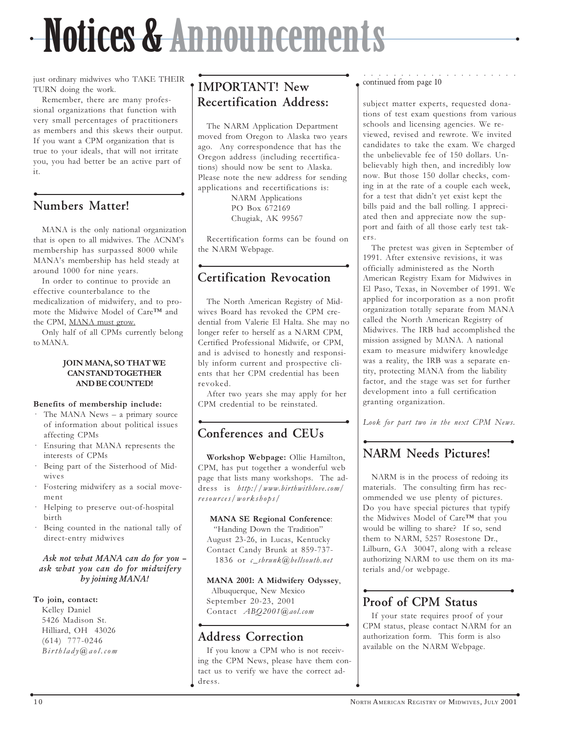# Notices & Announcements

just ordinary midwives who TAKE THEIR TURN doing the work.

Remember, there are many professional organizations that function with very small percentages of practitioners as members and this skews their output. If you want a CPM organization that is true to your ideals, that will not irritate you, you had better be an active part of it.

## Numbers Matter!

MANA is the only national organization that is open to all midwives. The ACNM's membership has surpassed 8000 while MANA's membership has held steady at around 1000 for nine years.

In order to continue to provide an effective counterbalance to the medicalization of midwifery, and to promote the Midwive Model of Care™ and the CPM, MANA must grow.

Only half of all CPMs currently belong to MANA.

**JOIN MANA, SO THAT WE CAN STAND TOGETHER AND BE COUNTED!**

**Benefits of membership include:**

- The MANA News – a primary source of information about political issues affecting CPMs
- Ensuring that MANA represents the interests of CPMs
- Being part of the Sisterhood of Midwives
- Fostering midwifery as a social movement
- Helping to preserve out-of-hospital birth
- Being counted in the national tally of direct-entry midwives

***Ask not what MANA can do for you – ask what you can do for midwifery by joining MANA!***

**To join, contact:**
Kelley Daniel
5426 Madison St.
Hilliard, OH 43026
(614) 777-0246
*Birthlady@aol.com*

## IMPORTANT! New Recertification Address:

The NARM Application Department moved from Oregon to Alaska two years ago. Any correspondence that has the Oregon address (including recertifications) should now be sent to Alaska. Please note the new address for sending applications and recertifications is:

NARM Applications
PO Box 672169
Chugiak, AK 99567

Recertification forms can be found on the NARM Webpage.

## Certification Revocation

The North American Registry of Midwives Board has revoked the CPM credential from Valerie El Halta. She may no longer refer to herself as a NARM CPM, Certified Professional Midwife, or CPM, and is advised to honestly and responsibly inform current and prospective clients that her CPM credential has been revoked.

After two years she may apply for her CPM credential to be reinstated.

## Conferences and CEUs

**Workshop Webpage:** Ollie Hamilton, CPM, has put together a wonderful web page that lists many workshops. The address is *http://www.birthwithlove.com/resources/workshops/*

**MANA SE Regional Conference**:
"Handing Down the Tradition"
August 23-26, in Lucas, Kentucky
Contact Candy Brunk at 859-737-1836 or *c_sbrunk@bellsouth.net*

**MANA 2001: A Midwifery Odyssey**,
Albuquerque, New Mexico
September 20-23, 2001
Contact *ABQ2001@aol.com*

## Address Correction

If you know a CPM who is not receiving the CPM News, please have them contact us to verify we have the correct address.

continued from page 10

subject matter experts, requested donations of test exam questions from various schools and licensing agencies. We reviewed, revised and rewrote. We invited candidates to take the exam. We charged the unbelievable fee of 150 dollars. Unbelievably high then, and incredibly low now. But those 150 dollar checks, coming in at the rate of a couple each week, for a test that didn't yet exist kept the bills paid and the ball rolling. I appreciated then and appreciate now the support and faith of all those early test takers.

The pretest was given in September of 1991. After extensive revisions, it was officially administered as the North American Registry Exam for Midwives in El Paso, Texas, in November of 1991. We applied for incorporation as a non profit organization totally separate from MANA called the North American Registry of Midwives. The IRB had accomplished the mission assigned by MANA. A national exam to measure midwifery knowledge was a reality, the IRB was a separate entity, protecting MANA from the liability factor, and the stage was set for further development into a full certification granting organization.

*Look for part two in the next CPM News.*

## NARM Needs Pictures!

NARM is in the process of redoing its materials. The consulting firm has recommended we use plenty of pictures. Do you have special pictures that typify the Midwives Model of Care™ that you would be willing to share? If so, send them to NARM, 5257 Rosestone Dr., Lilburn, GA 30047, along with a release authorizing NARM to use them on its materials and/or webpage.

## Proof of CPM Status

If your state requires proof of your CPM status, please contact NARM for an authorization form. This form is also available on the NARM Webpage.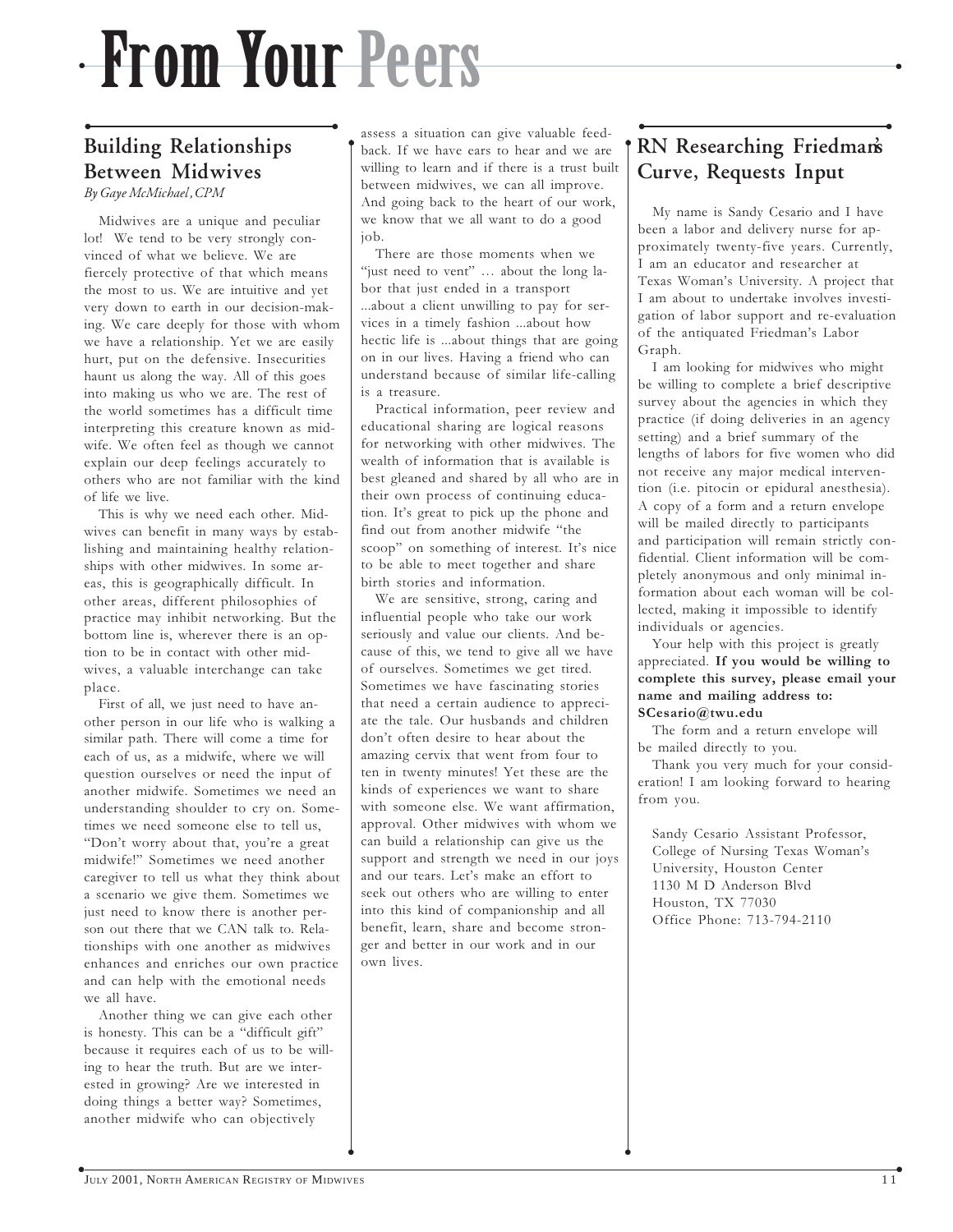# From Your Peers

## Building Relationships Between Midwives

*By Gaye McMichael, CPM*

Midwives are a unique and peculiar lot! We tend to be very strongly convinced of what we believe. We are fiercely protective of that which means the most to us. We are intuitive and yet very down to earth in our decision-making. We care deeply for those with whom we have a relationship. Yet we are easily hurt, put on the defensive. Insecurities haunt us along the way. All of this goes into making us who we are. The rest of the world sometimes has a difficult time interpreting this creature known as midwife. We often feel as though we cannot explain our deep feelings accurately to others who are not familiar with the kind of life we live.

This is why we need each other. Midwives can benefit in many ways by establishing and maintaining healthy relationships with other midwives. In some areas, this is geographically difficult. In other areas, different philosophies of practice may inhibit networking. But the bottom line is, wherever there is an option to be in contact with other midwives, a valuable interchange can take place.

First of all, we just need to have another person in our life who is walking a similar path. There will come a time for each of us, as a midwife, where we will question ourselves or need the input of another midwife. Sometimes we need an understanding shoulder to cry on. Sometimes we need someone else to tell us, "Don't worry about that, you're a great midwife!" Sometimes we need another caregiver to tell us what they think about a scenario we give them. Sometimes we just need to know there is another person out there that we CAN talk to. Relationships with one another as midwives enhances and enriches our own practice and can help with the emotional needs we all have.

Another thing we can give each other is honesty. This can be a "difficult gift" because it requires each of us to be willing to hear the truth. But are we interested in growing? Are we interested in doing things a better way? Sometimes, another midwife who can objectively assess a situation can give valuable feedback. If we have ears to hear and we are willing to learn and if there is a trust built between midwives, we can all improve. And going back to the heart of our work, we know that we all want to do a good job.

There are those moments when we "just need to vent" … about the long labor that just ended in a transport ...about a client unwilling to pay for services in a timely fashion ...about how hectic life is ...about things that are going on in our lives. Having a friend who can understand because of similar life-calling is a treasure.

Practical information, peer review and educational sharing are logical reasons for networking with other midwives. The wealth of information that is available is best gleaned and shared by all who are in their own process of continuing education. It's great to pick up the phone and find out from another midwife "the scoop" on something of interest. It's nice to be able to meet together and share birth stories and information.

We are sensitive, strong, caring and influential people who take our work seriously and value our clients. And because of this, we tend to give all we have of ourselves. Sometimes we get tired. Sometimes we have fascinating stories that need a certain audience to appreciate the tale. Our husbands and children don't often desire to hear about the amazing cervix that went from four to ten in twenty minutes! Yet these are the kinds of experiences we want to share with someone else. We want affirmation, approval. Other midwives with whom we can build a relationship can give us the support and strength we need in our joys and our tears. Let's make an effort to seek out others who are willing to enter into this kind of companionship and all benefit, learn, share and become stronger and better in our work and in our own lives.

## RN Researching Friedman's Curve, Requests Input

My name is Sandy Cesario and I have been a labor and delivery nurse for approximately twenty-five years. Currently, I am an educator and researcher at Texas Woman's University. A project that I am about to undertake involves investigation of labor support and re-evaluation of the antiquated Friedman's Labor Graph.

I am looking for midwives who might be willing to complete a brief descriptive survey about the agencies in which they practice (if doing deliveries in an agency setting) and a brief summary of the lengths of labors for five women who did not receive any major medical intervention (i.e. pitocin or epidural anesthesia). A copy of a form and a return envelope will be mailed directly to participants and participation will remain strictly confidential. Client information will be completely anonymous and only minimal information about each woman will be collected, making it impossible to identify individuals or agencies.

Your help with this project is greatly appreciated. **If you would be willing to complete this survey, please email your name and mailing address to: SCesario@twu.edu**

The form and a return envelope will be mailed directly to you.

Thank you very much for your consideration! I am looking forward to hearing from you.

Sandy Cesario Assistant Professor,
College of Nursing Texas Woman's University, Houston Center
1130 M D Anderson Blvd
Houston, TX 77030
Office Phone: 713-794-2110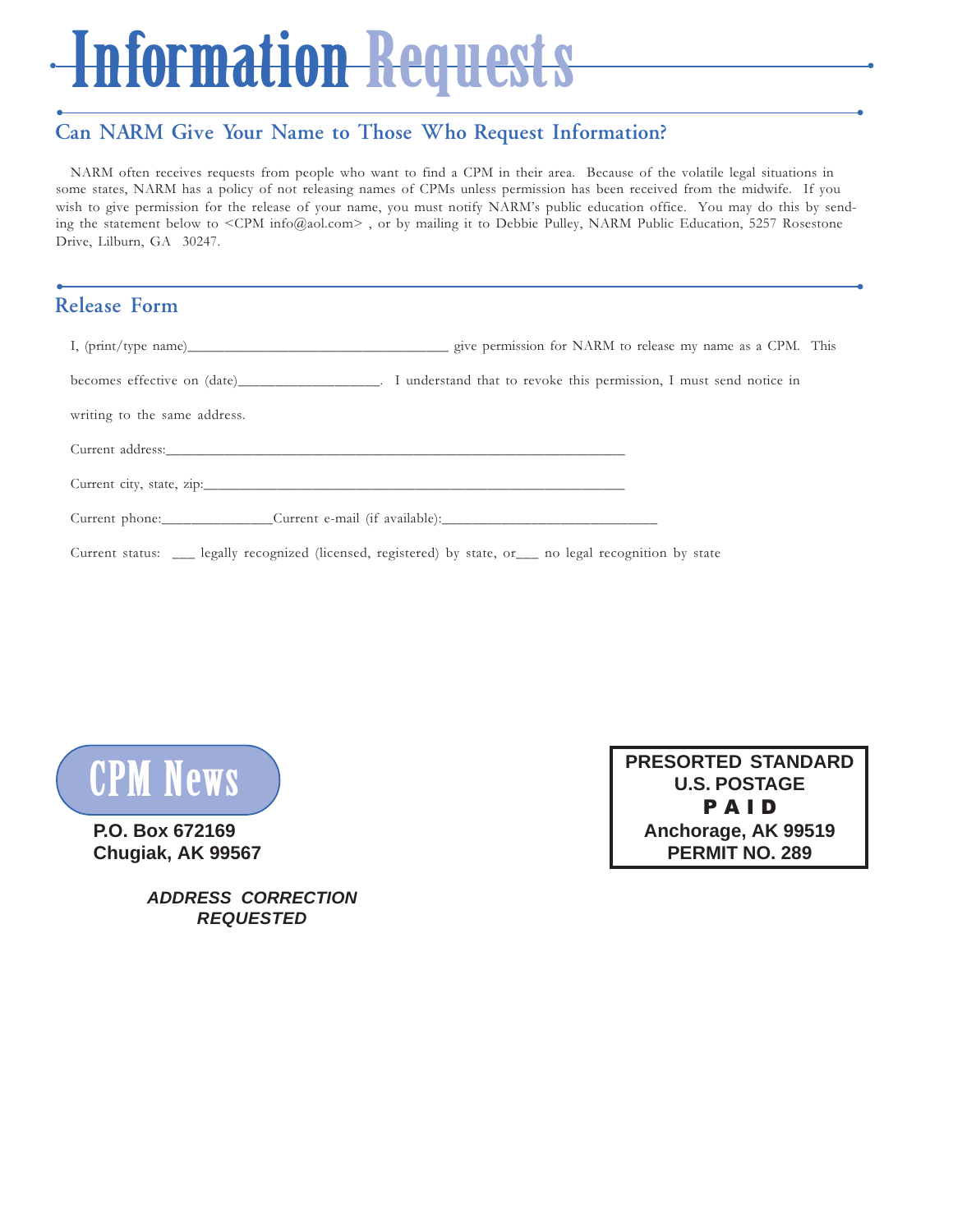# Information Requests

## Can NARM Give Your Name to Those Who Request Information?

NARM often receives requests from people who want to find a CPM in their area. Because of the volatile legal situations in some states, NARM has a policy of not releasing names of CPMs unless permission has been received from the midwife. If you wish to give permission for the release of your name, you must notify NARM's public education office. You may do this by sending the statement below to <CPM info@aol.com> , or by mailing it to Debbie Pulley, NARM Public Education, 5257 Rosestone Drive, Lilburn, GA 30247.

## Release Form

I, (print/type name)_________________________________ give permission for NARM to release my name as a CPM. This becomes effective on (date)__________________. I understand that to revoke this permission, I must send notice in writing to the same address.

Current address:_____________________________________________________________

Current city, state, zip:_______________________________________________________

Current phone:______________Current e-mail (if available):____________________________

Current status: ___ legally recognized (licensed, registered) by state, or___ no legal recognition by state

CPM News

**P.O. Box 672169**
**Chugiak, AK 99567**

***ADDRESS CORRECTION REQUESTED***

**PRESORTED STANDARD**
**U.S. POSTAGE**
**PAID**
**Anchorage, AK 99519**
**PERMIT NO. 289**